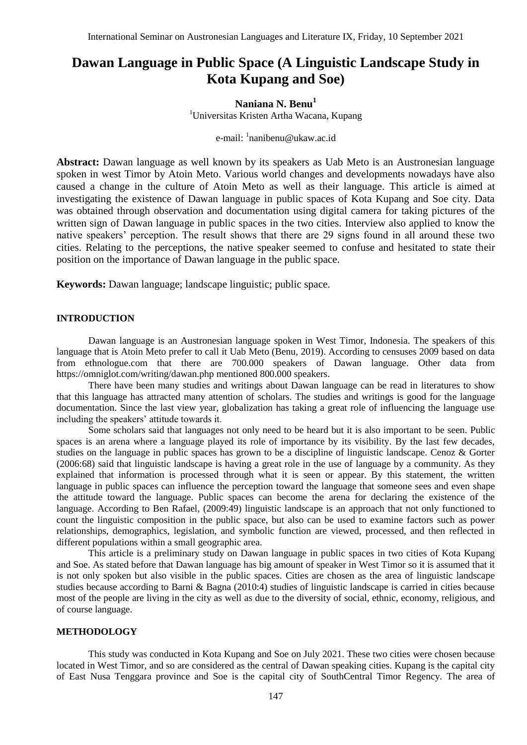# Dawan Language in Public Space (A Linguistic Landscape Study in Kota Kupang and Soe)

**Naniana N. Benu**[1]

[1]Universitas Kristen Artha Wacana, Kupang

e-mail: [1]nanibenu@ukaw.ac.id

**Abstract:** Dawan language as well known by its speakers as Uab Meto is an Austronesian language spoken in west Timor by Atoin Meto. Various world changes and developments nowadays have also caused a change in the culture of Atoin Meto as well as their language. This article is aimed at investigating the existence of Dawan language in public spaces of Kota Kupang and Soe city. Data was obtained through observation and documentation using digital camera for taking pictures of the written sign of Dawan language in public spaces in the two cities. Interview also applied to know the native speakers' perception. The result shows that there are 29 signs found in all around these two cities. Relating to the perceptions, the native speaker seemed to confuse and hesitated to state their position on the importance of Dawan language in the public space.

**Keywords:** Dawan language; landscape linguistic; public space.

## INTRODUCTION

Dawan language is an Austronesian language spoken in West Timor, Indonesia. The speakers of this language that is Atoin Meto prefer to call it Uab Meto (Benu, 2019). According to censuses 2009 based on data from ethnologue.com that there are 700.000 speakers of Dawan language. Other data from https://omniglot.com/writing/dawan.php mentioned 800.000 speakers.

There have been many studies and writings about Dawan language can be read in literatures to show that this language has attracted many attention of scholars. The studies and writings is good for the language documentation. Since the last view year, globalization has taking a great role of influencing the language use including the speakers' attitude towards it.

Some scholars said that languages not only need to be heard but it is also important to be seen. Public spaces is an arena where a language played its role of importance by its visibility. By the last few decades, studies on the language in public spaces has grown to be a discipline of linguistic landscape. Cenoz & Gorter (2006:68) said that linguistic landscape is having a great role in the use of language by a community. As they explained that information is processed through what it is seen or appear. By this statement, the written language in public spaces can influence the perception toward the language that someone sees and even shape the attitude toward the language. Public spaces can become the arena for declaring the existence of the language. According to Ben Rafael, (2009:49) linguistic landscape is an approach that not only functioned to count the linguistic composition in the public space, but also can be used to examine factors such as power relationships, demographics, legislation, and symbolic function are viewed, processed, and then reflected in different populations within a small geographic area.

This article is a preliminary study on Dawan language in public spaces in two cities of Kota Kupang and Soe. As stated before that Dawan language has big amount of speaker in West Timor so it is assumed that it is not only spoken but also visible in the public spaces. Cities are chosen as the area of linguistic landscape studies because according to Barni & Bagna (2010:4) studies of linguistic landscape is carried in cities because most of the people are living in the city as well as due to the diversity of social, ethnic, economy, religious, and of course language.

## METHODOLOGY

This study was conducted in Kota Kupang and Soe on July 2021. These two cities were chosen because located in West Timor, and so are considered as the central of Dawan speaking cities. Kupang is the capital city of East Nusa Tenggara province and Soe is the capital city of SouthCentral Timor Regency. The area of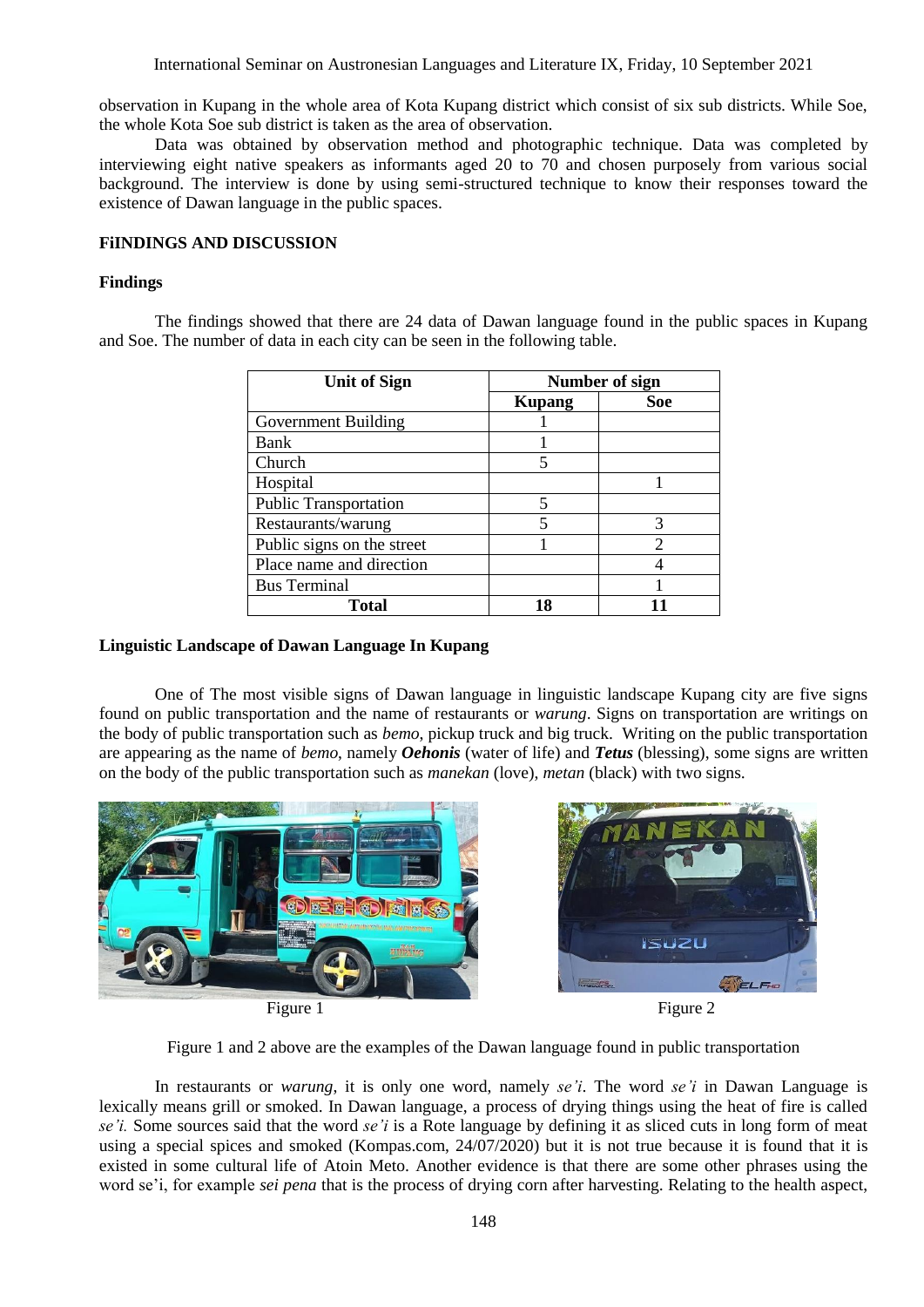observation in Kupang in the whole area of Kota Kupang district which consist of six sub districts. While Soe, the whole Kota Soe sub district is taken as the area of observation.

Data was obtained by observation method and photographic technique. Data was completed by interviewing eight native speakers as informants aged 20 to 70 and chosen purposely from various social background. The interview is done by using semi-structured technique to know their responses toward the existence of Dawan language in the public spaces.

## FiINDINGS AND DISCUSSION

### Findings

The findings showed that there are 24 data of Dawan language found in the public spaces in Kupang and Soe. The number of data in each city can be seen in the following table.

| Unit of Sign | Number of sign | |
|---|---|---|
| | Kupang | Soe |
| Government Building | 1 | |
| Bank | 1 | |
| Church | 5 | |
| Hospital | | 1 |
| Public Transportation | 5 | |
| Restaurants/warung | 5 | 3 |
| Public signs on the street | 1 | 2 |
| Place name and direction | | 4 |
| Bus Terminal | | 1 |
| **Total** | **18** | **11** |

### Linguistic Landscape of Dawan Language In Kupang

One of The most visible signs of Dawan language in linguistic landscape Kupang city are five signs found on public transportation and the name of restaurants or *warung*. Signs on transportation are writings on the body of public transportation such as *bemo*, pickup truck and big truck. Writing on the public transportation are appearing as the name of *bemo*, namely ***Oehonis*** (water of life) and ***Tetus*** (blessing), some signs are written on the body of the public transportation such as *manekan* (love), *metan* (black) with two signs.

Figure 1

Figure 2

Figure 1 and 2 above are the examples of the Dawan language found in public transportation

In restaurants or *warung*, it is only one word, namely *se'i*. The word *se'i* in Dawan Language is lexically means grill or smoked. In Dawan language, a process of drying things using the heat of fire is called *se'i.* Some sources said that the word *se'i* is a Rote language by defining it as sliced cuts in long form of meat using a special spices and smoked (Kompas.com, 24/07/2020) but it is not true because it is found that it is existed in some cultural life of Atoin Meto. Another evidence is that there are some other phrases using the word se'i, for example *sei pena* that is the process of drying corn after harvesting. Relating to the health aspect,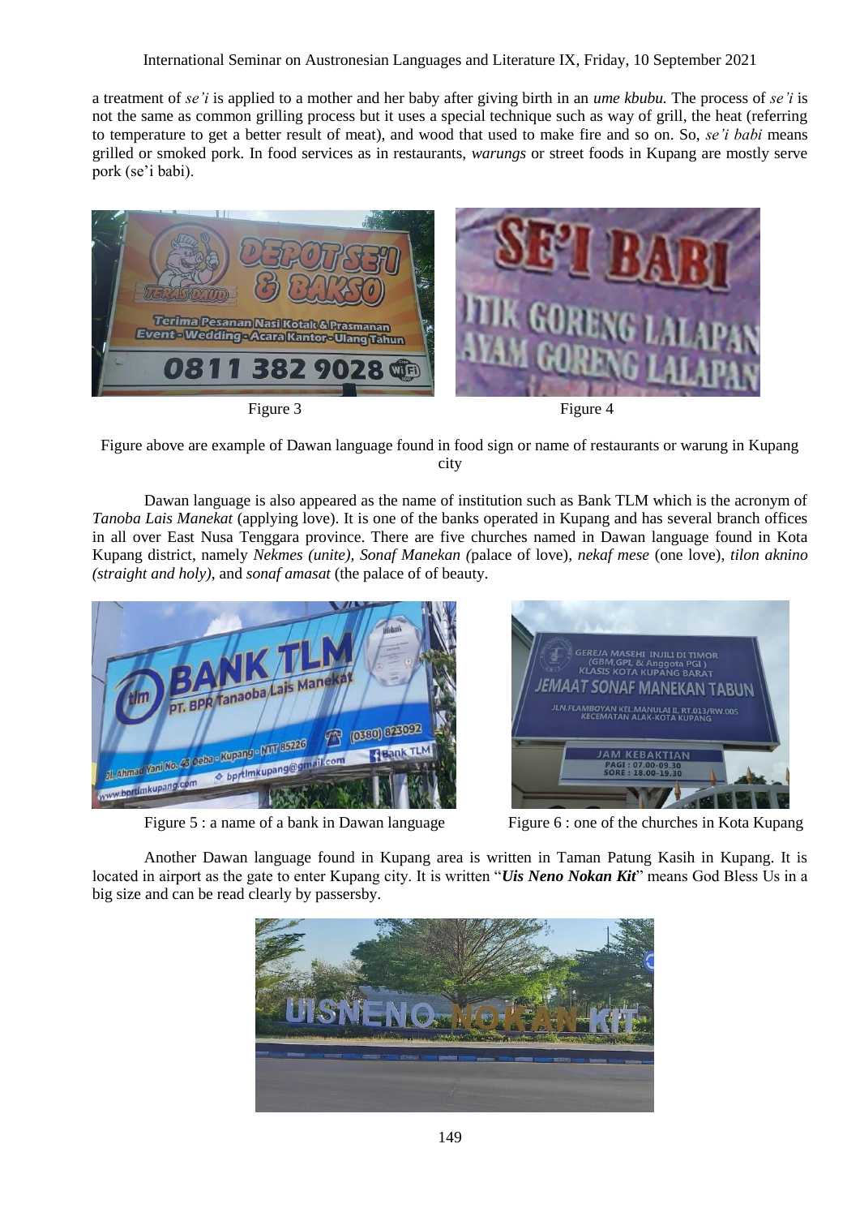a treatment of *se'i* is applied to a mother and her baby after giving birth in an *ume kbubu.* The process of *se'i* is not the same as common grilling process but it uses a special technique such as way of grill, the heat (referring to temperature to get a better result of meat), and wood that used to make fire and so on. So, *se'i babi* means grilled or smoked pork. In food services as in restaurants, *warungs* or street foods in Kupang are mostly serve pork (se'i babi).

Figure 3

Figure 4

Figure above are example of Dawan language found in food sign or name of restaurants or warung in Kupang city

Dawan language is also appeared as the name of institution such as Bank TLM which is the acronym of *Tanoba Lais Manekat* (applying love). It is one of the banks operated in Kupang and has several branch offices in all over East Nusa Tenggara province. There are five churches named in Dawan language found in Kota Kupang district, namely *Nekmes (unite), Sonaf Manekan (*palace of love), *nekaf mese* (one love), *tilon aknino (straight and holy)*, and *sonaf amasat* (the palace of of beauty.

Figure 5 : a name of a bank in Dawan language

Figure 6 : one of the churches in Kota Kupang

Another Dawan language found in Kupang area is written in Taman Patung Kasih in Kupang. It is located in airport as the gate to enter Kupang city. It is written "***Uis Neno Nokan Kit***" means God Bless Us in a big size and can be read clearly by passersby.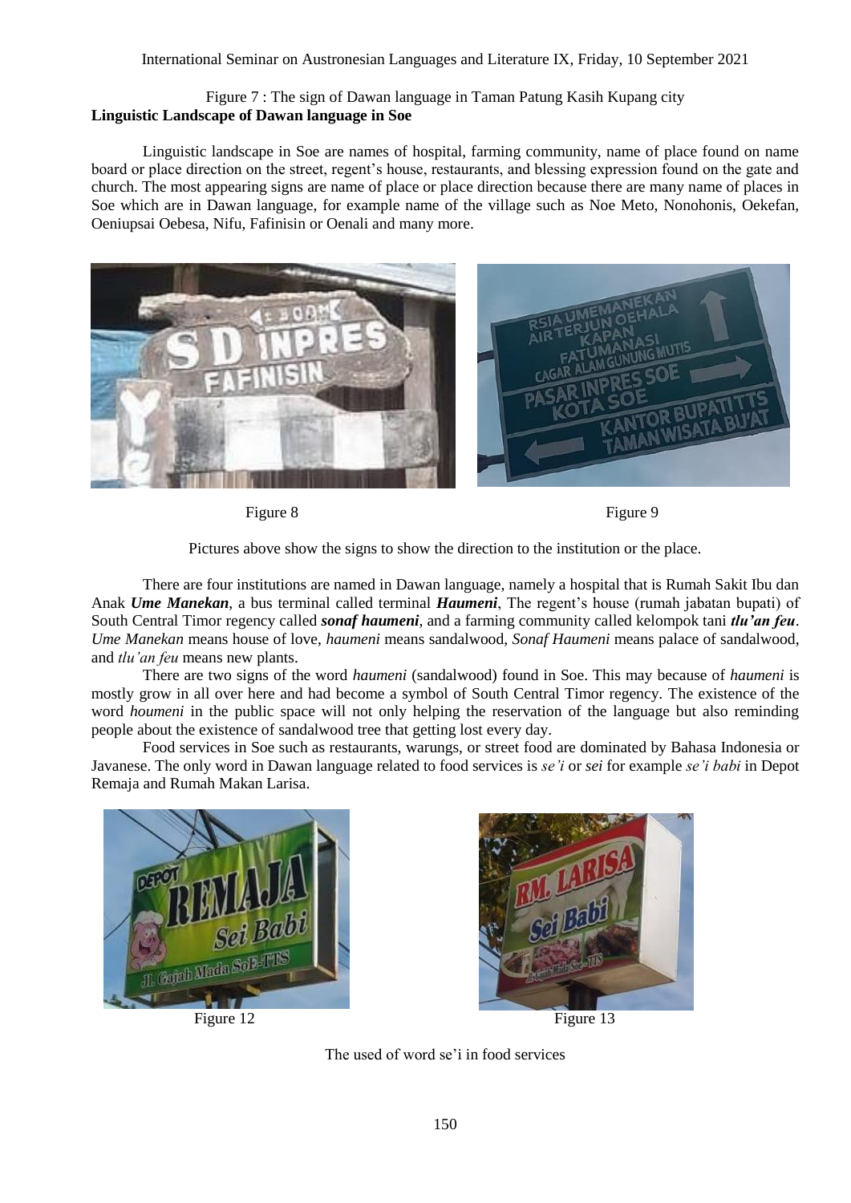Figure 7 : The sign of Dawan language in Taman Patung Kasih Kupang city

**Linguistic Landscape of Dawan language in Soe**

Linguistic landscape in Soe are names of hospital, farming community, name of place found on name board or place direction on the street, regent's house, restaurants, and blessing expression found on the gate and church. The most appearing signs are name of place or place direction because there are many name of places in Soe which are in Dawan language, for example name of the village such as Noe Meto, Nonohonis, Oekefan, Oeniupsai Oebesa, Nifu, Fafinisin or Oenali and many more.

Figure 8

Figure 9

Pictures above show the signs to show the direction to the institution or the place.

There are four institutions are named in Dawan language, namely a hospital that is Rumah Sakit Ibu dan Anak ***Ume Manekan***, a bus terminal called terminal ***Haumeni***, The regent's house (rumah jabatan bupati) of South Central Timor regency called ***sonaf haumeni***, and a farming community called kelompok tani ***tlu'an feu***. *Ume Manekan* means house of love, *haumeni* means sandalwood, *Sonaf Haumeni* means palace of sandalwood, and *tlu'an feu* means new plants.

There are two signs of the word *haumeni* (sandalwood) found in Soe. This may because of *haumeni* is mostly grow in all over here and had become a symbol of South Central Timor regency. The existence of the word *houmeni* in the public space will not only helping the reservation of the language but also reminding people about the existence of sandalwood tree that getting lost every day.

Food services in Soe such as restaurants, warungs, or street food are dominated by Bahasa Indonesia or Javanese. The only word in Dawan language related to food services is *se'i* or *sei* for example *se'i babi* in Depot Remaja and Rumah Makan Larisa.

Figure 12

Figure 13

The used of word se'i in food services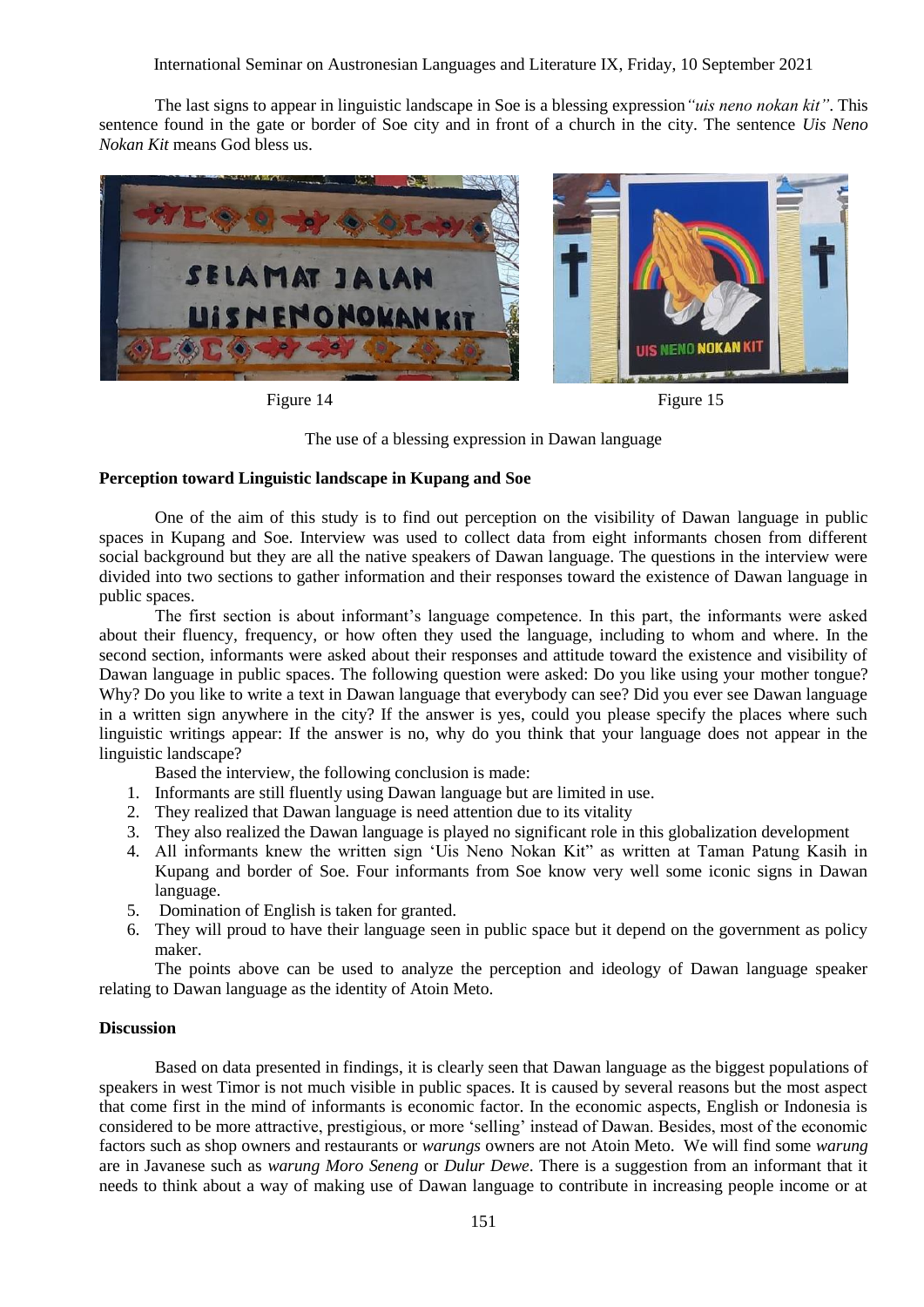The last signs to appear in linguistic landscape in Soe is a blessing expression *"uis neno nokan kit"*. This sentence found in the gate or border of Soe city and in front of a church in the city. The sentence *Uis Neno Nokan Kit* means God bless us.

Figure 14

Figure 15

The use of a blessing expression in Dawan language

**Perception toward Linguistic landscape in Kupang and Soe**

One of the aim of this study is to find out perception on the visibility of Dawan language in public spaces in Kupang and Soe. Interview was used to collect data from eight informants chosen from different social background but they are all the native speakers of Dawan language. The questions in the interview were divided into two sections to gather information and their responses toward the existence of Dawan language in public spaces.

The first section is about informant's language competence. In this part, the informants were asked about their fluency, frequency, or how often they used the language, including to whom and where. In the second section, informants were asked about their responses and attitude toward the existence and visibility of Dawan language in public spaces. The following question were asked: Do you like using your mother tongue? Why? Do you like to write a text in Dawan language that everybody can see? Did you ever see Dawan language in a written sign anywhere in the city? If the answer is yes, could you please specify the places where such linguistic writings appear: If the answer is no, why do you think that your language does not appear in the linguistic landscape?

Based the interview, the following conclusion is made:

1. Informants are still fluently using Dawan language but are limited in use.
2. They realized that Dawan language is need attention due to its vitality
3. They also realized the Dawan language is played no significant role in this globalization development
4. All informants knew the written sign 'Uis Neno Nokan Kit" as written at Taman Patung Kasih in Kupang and border of Soe. Four informants from Soe know very well some iconic signs in Dawan language.
5. Domination of English is taken for granted.
6. They will proud to have their language seen in public space but it depend on the government as policy maker.

The points above can be used to analyze the perception and ideology of Dawan language speaker relating to Dawan language as the identity of Atoin Meto.

**Discussion**

Based on data presented in findings, it is clearly seen that Dawan language as the biggest populations of speakers in west Timor is not much visible in public spaces. It is caused by several reasons but the most aspect that come first in the mind of informants is economic factor. In the economic aspects, English or Indonesia is considered to be more attractive, prestigious, or more 'selling' instead of Dawan. Besides, most of the economic factors such as shop owners and restaurants or *warungs* owners are not Atoin Meto. We will find some *warung* are in Javanese such as *warung Moro Seneng* or *Dulur Dewe*. There is a suggestion from an informant that it needs to think about a way of making use of Dawan language to contribute in increasing people income or at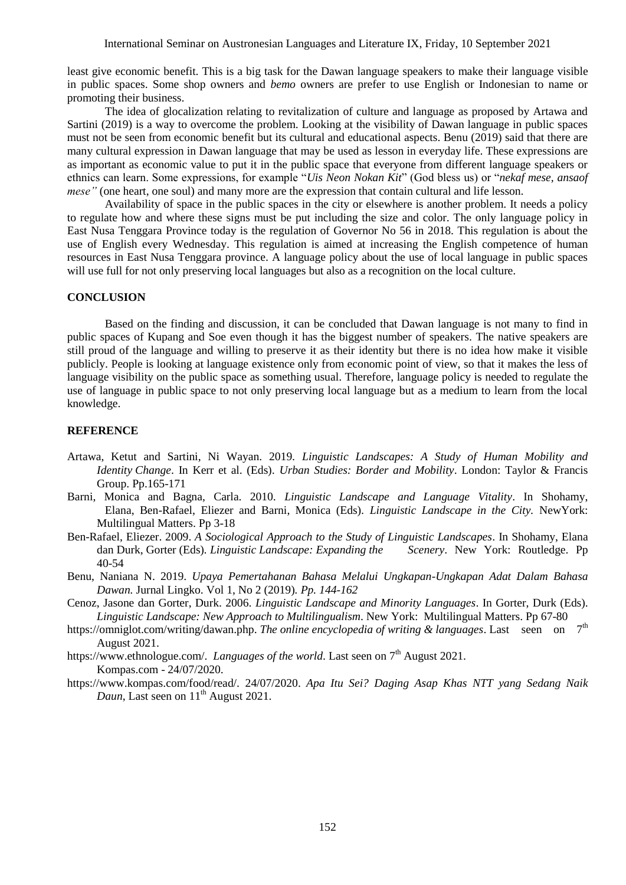least give economic benefit. This is a big task for the Dawan language speakers to make their language visible in public spaces. Some shop owners and *bemo* owners are prefer to use English or Indonesian to name or promoting their business.

The idea of glocalization relating to revitalization of culture and language as proposed by Artawa and Sartini (2019) is a way to overcome the problem. Looking at the visibility of Dawan language in public spaces must not be seen from economic benefit but its cultural and educational aspects. Benu (2019) said that there are many cultural expression in Dawan language that may be used as lesson in everyday life. These expressions are as important as economic value to put it in the public space that everyone from different language speakers or ethnics can learn. Some expressions, for example "*Uis Neon Nokan Kit*" (God bless us) or "*nekaf mese, ansaof mese"* (one heart, one soul) and many more are the expression that contain cultural and life lesson.

Availability of space in the public spaces in the city or elsewhere is another problem. It needs a policy to regulate how and where these signs must be put including the size and color. The only language policy in East Nusa Tenggara Province today is the regulation of Governor No 56 in 2018. This regulation is about the use of English every Wednesday. This regulation is aimed at increasing the English competence of human resources in East Nusa Tenggara province. A language policy about the use of local language in public spaces will use full for not only preserving local languages but also as a recognition on the local culture.

## CONCLUSION

Based on the finding and discussion, it can be concluded that Dawan language is not many to find in public spaces of Kupang and Soe even though it has the biggest number of speakers. The native speakers are still proud of the language and willing to preserve it as their identity but there is no idea how make it visible publicly. People is looking at language existence only from economic point of view, so that it makes the less of language visibility on the public space as something usual. Therefore, language policy is needed to regulate the use of language in public space to not only preserving local language but as a medium to learn from the local knowledge.

## REFERENCE

Artawa, Ketut and Sartini, Ni Wayan. 2019. *Linguistic Landscapes: A Study of Human Mobility and Identity Change*. In Kerr et al. (Eds). *Urban Studies: Border and Mobility*. London: Taylor & Francis Group. Pp.165-171

Barni, Monica and Bagna, Carla. 2010. *Linguistic Landscape and Language Vitality*. In Shohamy, Elana, Ben-Rafael, Eliezer and Barni, Monica (Eds). *Linguistic Landscape in the City.* NewYork: Multilingual Matters. Pp 3-18

Ben-Rafael, Eliezer. 2009. *A Sociological Approach to the Study of Linguistic Landscapes*. In Shohamy, Elana dan Durk, Gorter (Eds). *Linguistic Landscape: Expanding the Scenery*. New York: Routledge. Pp 40-54

Benu, Naniana N. 2019. *Upaya Pemertahanan Bahasa Melalui Ungkapan-Ungkapan Adat Dalam Bahasa Dawan.* Jurnal Lingko. Vol 1, No 2 (2019). *Pp. 144-162*

Cenoz, Jasone dan Gorter, Durk. 2006. *Linguistic Landscape and Minority Languages*. In Gorter, Durk (Eds). *Linguistic Landscape: New Approach to Multilingualism*. New York: Multilingual Matters. Pp 67-80

https://omniglot.com/writing/dawan.php. *The online encyclopedia of writing & languages*. Last seen on 7th August 2021.

https://www.ethnologue.com/. *Languages of the world*. Last seen on 7th August 2021.
Kompas.com - 24/07/2020.

https://www.kompas.com/food/read/. 24/07/2020. *Apa Itu Sei? Daging Asap Khas NTT yang Sedang Naik Daun*, Last seen on 11th August 2021.